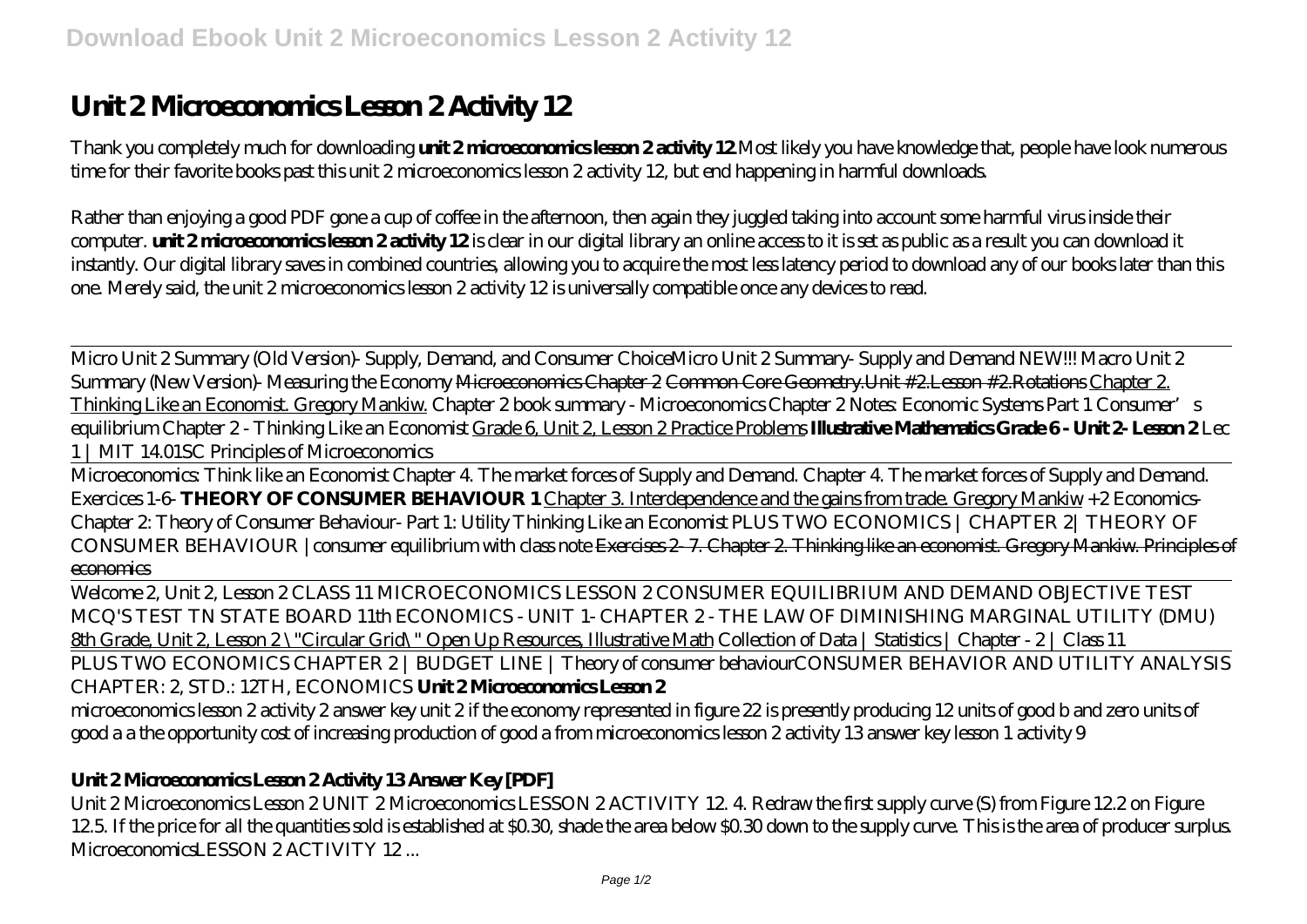# Unit 2 Microeconomics Lesson 2 Activity 12

Thank you completely much for downloading **unit 2 microeconomics lesson 2 activity 12**.Most likely you have knowledge that, people have look numerous time for their favorite books past this unit 2 microeconomics lesson 2 activity 12, but end happening in harmful downloads.

Rather than enjoying a good PDF gone a cup of coffee in the afternoon, then again they juggled taking into account some harmful virus inside their computer. **unit 2 microeconomics lesson 2 activity 12** is clear in our digital library an online access to it is set as public as a result you can download it instantly. Our digital library saves in combined countries, allowing you to acquire the most less latency period to download any of our books later than this one. Merely said, the unit 2 microeconomics lesson 2 activity 12 is universally compatible once any devices to read.

---

*Micro Unit 2 Summary (Old Version)- Supply, Demand, and Consumer Choice* *Micro Unit 2 Summary- Supply and Demand NEW!!! Macro Unit 2 Summary (New Version)- Measuring the Economy* Microeconomics Chapter 2 Common Core Geometry.Unit #2.Lesson #2.Rotations Chapter 2. Thinking Like an Economist. Gregory Mankiw. *Chapter 2 book summary - Microeconomics* *Chapter 2 Notes: Economic Systems Part 1* *Consumer's equilibrium* *Chapter 2 - Thinking Like an Economist* Grade 6, Unit 2, Lesson 2 Practice Problems **Illustrative Mathematics Grade 6 - Unit 2- Lesson 2** *Lec 1 | MIT 14.01SC Principles of Microeconomics*

---

Microeconomics: Think like an Economist *Chapter 4. The market forces of Supply and Demand. Chapter 4. The market forces of Supply and Demand. Exercices 1-6-* **THEORY OF CONSUMER BEHAVIOUR 1** Chapter 3. Interdependence and the gains from trade. Gregory Mankiw *+2 Economics-Chapter 2: Theory of Consumer Behaviour- Part 1: Utility* *Thinking Like an Economist* *PLUS TWO ECONOMICS | CHAPTER 2| THEORY OF CONSUMER BEHAVIOUR |consumer equilibrium with class note* Exercises 2- 7. Chapter 2. Thinking like an economist. Gregory Mankiw. Principles of economics

---

Welcome 2, Unit 2, Lesson 2 *CLASS 11 MICROECONOMICS LESSON 2 CONSUMER EQUILIBRIUM AND DEMAND OBJECTIVE TEST MCQ'S TEST* *TN STATE BOARD 11th ECONOMICS - UNIT 1- CHAPTER 2 - THE LAW OF DIMINISHING MARGINAL UTILITY (DMU)* 8th Grade, Unit 2, Lesson 2 \"Circular Grid\" Open Up Resources, Illustrative Math *Collection of Data | Statistics | Chapter - 2 | Class 11*

---

PLUS TWO ECONOMICS CHAPTER 2 | BUDGET LINE | Theory of consumer behaviour*CONSUMER BEHAVIOR AND UTILITY ANALYSIS CHAPTER: 2, STD.: 12TH, ECONOMICS* **Unit 2 Microeconomics Lesson 2**

microeconomics lesson 2 activity 2 answer key unit 2 if the economy represented in figure 22 is presently producing 12 units of good b and zero units of good a a the opportunity cost of increasing production of good a from microeconomics lesson 2 activity 13 answer key lesson 1 activity 9

## Unit 2 Microeconomics Lesson 2 Activity 13 Answer Key [PDF]

Unit 2 Microeconomics Lesson 2 UNIT 2 Microeconomics LESSON 2 ACTIVITY 12. 4. Redraw the first supply curve (S) from Figure 12.2 on Figure 12.5. If the price for all the quantities sold is established at \$0.30, shade the area below \$0.30 down to the supply curve. This is the area of producer surplus. MicroeconomicsLESSON 2 ACTIVITY 12 ...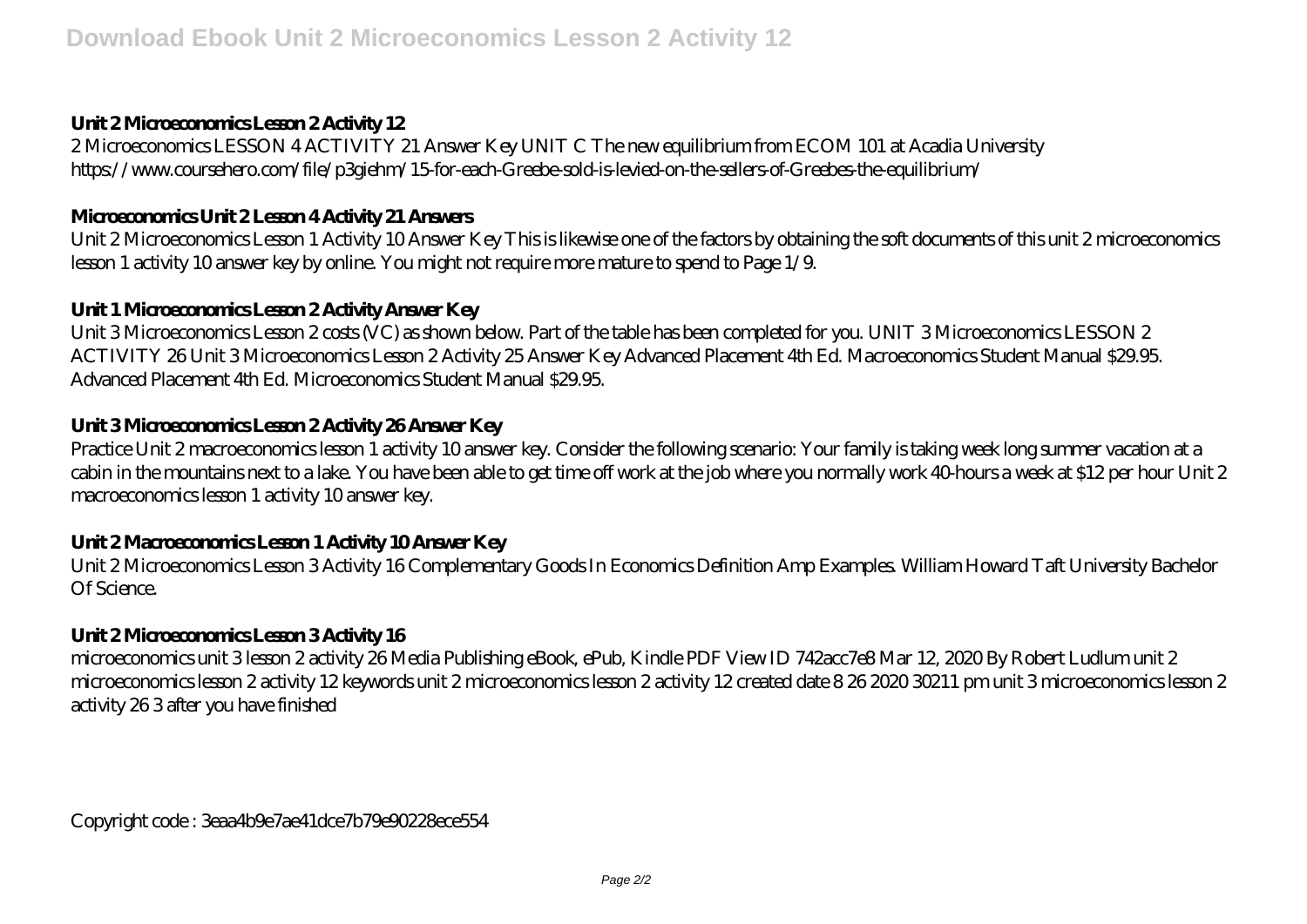### Unit 2 Microeconomics Lesson 2 Activity 12

2 Microeconomics LESSON 4 ACTIVITY 21 Answer Key UNIT C The new equilibrium from ECOM 101 at Acadia University https://www.coursehero.com/file/p3giehm/15-for-each-Greebe-sold-is-levied-on-the-sellers-of-Greebes-the-equilibrium/

### Microeconomics Unit 2 Lesson 4 Activity 21 Answers

Unit 2 Microeconomics Lesson 1 Activity 10 Answer Key This is likewise one of the factors by obtaining the soft documents of this unit 2 microeconomics lesson 1 activity 10 answer key by online. You might not require more mature to spend to Page 1/9.

### Unit 1 Microeconomics Lesson 2 Activity Answer Key

Unit 3 Microeconomics Lesson 2 costs (VC) as shown below. Part of the table has been completed for you. UNIT 3 Microeconomics LESSON 2 ACTIVITY 26 Unit 3 Microeconomics Lesson 2 Activity 25 Answer Key Advanced Placement 4th Ed. Macroeconomics Student Manual $29.95. Advanced Placement 4th Ed. Microeconomics Student Manual $29.95.

### Unit 3 Microeconomics Lesson 2 Activity 26 Answer Key

Practice Unit 2 macroeconomics lesson 1 activity 10 answer key. Consider the following scenario: Your family is taking week long summer vacation at a cabin in the mountains next to a lake. You have been able to get time off work at the job where you normally work 40-hours a week at $12 per hour Unit 2 macroeconomics lesson 1 activity 10 answer key.

### Unit 2 Macroeconomics Lesson 1 Activity 10 Answer Key

Unit 2 Microeconomics Lesson 3 Activity 16 Complementary Goods In Economics Definition Amp Examples. William Howard Taft University Bachelor Of Science.

### Unit 2 Microeconomics Lesson 3 Activity 16

microeconomics unit 3 lesson 2 activity 26 Media Publishing eBook, ePub, Kindle PDF View ID 742acc7e8 Mar 12, 2020 By Robert Ludlum unit 2 microeconomics lesson 2 activity 12 keywords unit 2 microeconomics lesson 2 activity 12 created date 8 26 2020 30211 pm unit 3 microeconomics lesson 2 activity 26 3 after you have finished

Copyright code : 3eaa4b9e7ae41dce7b79e90228ece554